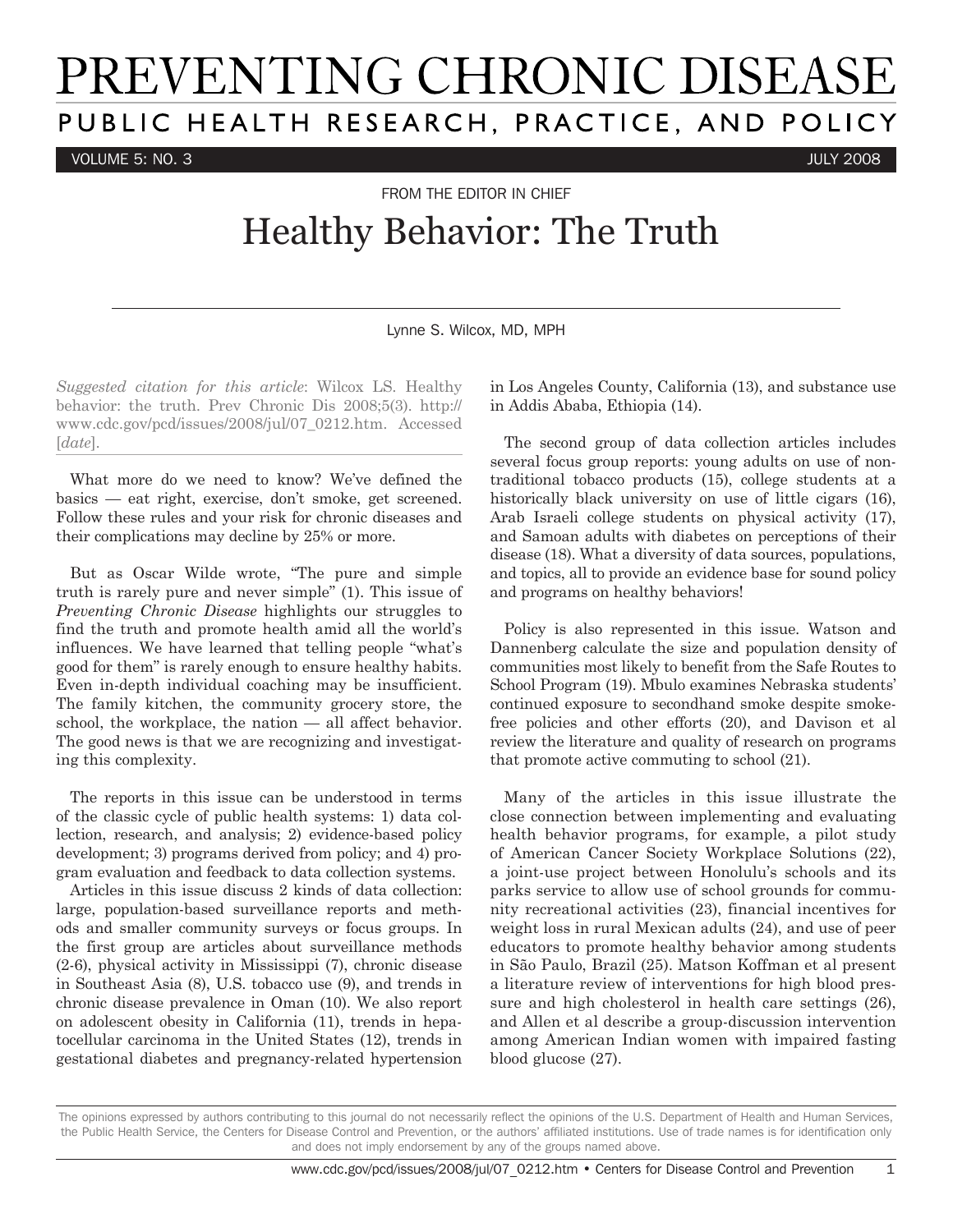# PREVENTING CHRONIC DISEASE

## PUBLIC HEALTH RESEARCH, PRACTICE, AND POLICY

FROM THE EDITOR IN CHIEF

# Healthy Behavior: The Truth

Lynne S. Wilcox, MD, MPH

*Suggested citation for this article*: Wilcox LS. Healthy behavior: the truth. Prev Chronic Dis 2008;5(3). http://www.cdc.gov/pcd/issues/2008/jul/07_0212.htm. Accessed [*date*].

What more do we need to know? We've defined the basics — eat right, exercise, don't smoke, get screened. Follow these rules and your risk for chronic diseases and their complications may decline by 25% or more.

But as Oscar Wilde wrote, "The pure and simple truth is rarely pure and never simple" (1). This issue of *Preventing Chronic Disease* highlights our struggles to find the truth and promote health amid all the world's influences. We have learned that telling people "what's good for them" is rarely enough to ensure healthy habits. Even in-depth individual coaching may be insufficient. The family kitchen, the community grocery store, the school, the workplace, the nation — all affect behavior. The good news is that we are recognizing and investigating this complexity.

The reports in this issue can be understood in terms of the classic cycle of public health systems: 1) data collection, research, and analysis; 2) evidence-based policy development; 3) programs derived from policy; and 4) program evaluation and feedback to data collection systems.

Articles in this issue discuss 2 kinds of data collection: large, population-based surveillance reports and methods and smaller community surveys or focus groups. In the first group are articles about surveillance methods (2-6), physical activity in Mississippi (7), chronic disease in Southeast Asia (8), U.S. tobacco use (9), and trends in chronic disease prevalence in Oman (10). We also report on adolescent obesity in California (11), trends in hepatocellular carcinoma in the United States (12), trends in gestational diabetes and pregnancy-related hypertension in Los Angeles County, California (13), and substance use in Addis Ababa, Ethiopia (14).

The second group of data collection articles includes several focus group reports: young adults on use of nontraditional tobacco products (15), college students at a historically black university on use of little cigars (16), Arab Israeli college students on physical activity (17), and Samoan adults with diabetes on perceptions of their disease (18). What a diversity of data sources, populations, and topics, all to provide an evidence base for sound policy and programs on healthy behaviors!

Policy is also represented in this issue. Watson and Dannenberg calculate the size and population density of communities most likely to benefit from the Safe Routes to School Program (19). Mbulo examines Nebraska students' continued exposure to secondhand smoke despite smoke-free policies and other efforts (20), and Davison et al review the literature and quality of research on programs that promote active commuting to school (21).

Many of the articles in this issue illustrate the close connection between implementing and evaluating health behavior programs, for example, a pilot study of American Cancer Society Workplace Solutions (22), a joint-use project between Honolulu's schools and its parks service to allow use of school grounds for community recreational activities (23), financial incentives for weight loss in rural Mexican adults (24), and use of peer educators to promote healthy behavior among students in São Paulo, Brazil (25). Matson Koffman et al present a literature review of interventions for high blood pressure and high cholesterol in health care settings (26), and Allen et al describe a group-discussion intervention among American Indian women with impaired fasting blood glucose (27).

The opinions expressed by authors contributing to this journal do not necessarily reflect the opinions of the U.S. Department of Health and Human Services, the Public Health Service, the Centers for Disease Control and Prevention, or the authors' affiliated institutions. Use of trade names is for identification only and does not imply endorsement by any of the groups named above.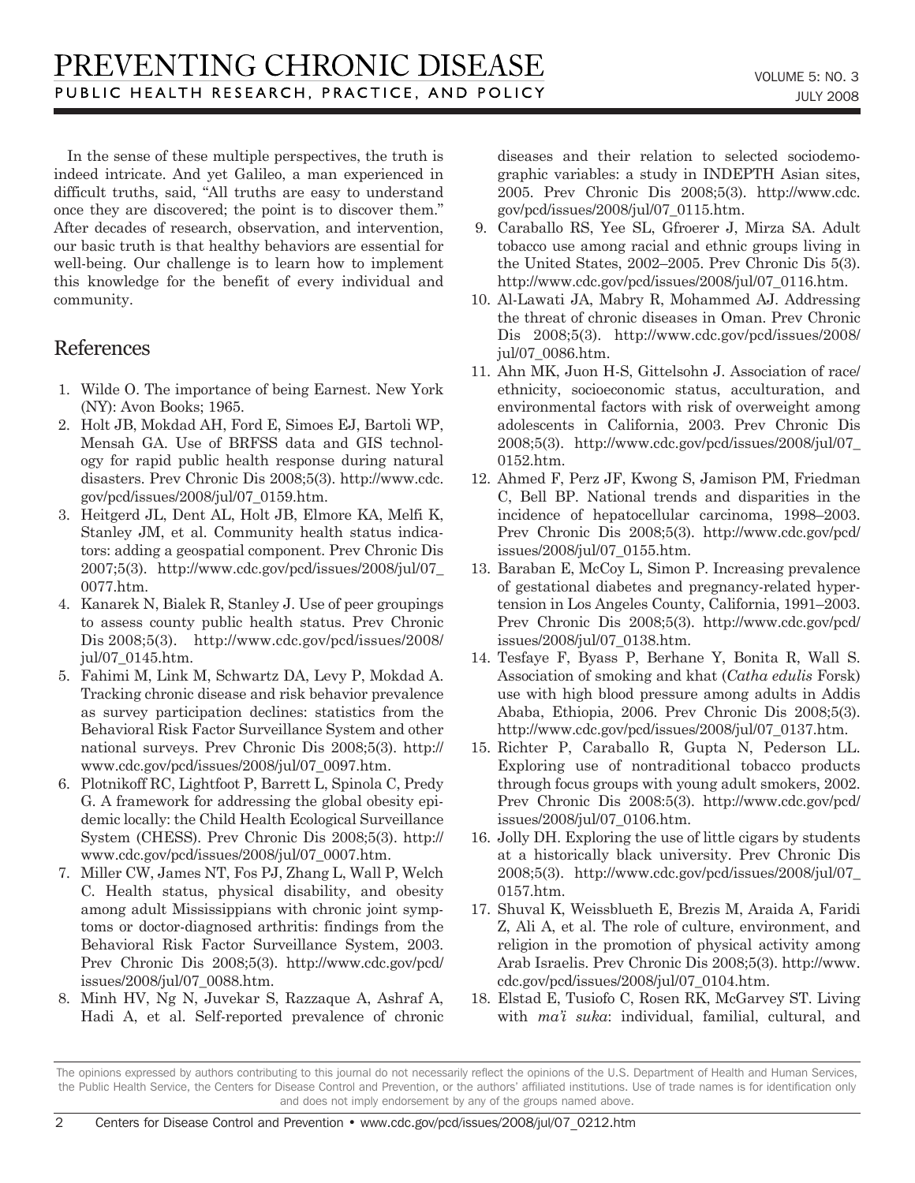In the sense of these multiple perspectives, the truth is indeed intricate. And yet Galileo, a man experienced in difficult truths, said, "All truths are easy to understand once they are discovered; the point is to discover them." After decades of research, observation, and intervention, our basic truth is that healthy behaviors are essential for well-being. Our challenge is to learn how to implement this knowledge for the benefit of every individual and community.

## References

1. Wilde O. The importance of being Earnest. New York (NY): Avon Books; 1965.
2. Holt JB, Mokdad AH, Ford E, Simoes EJ, Bartoli WP, Mensah GA. Use of BRFSS data and GIS technology for rapid public health response during natural disasters. Prev Chronic Dis 2008;5(3). http://www.cdc.gov/pcd/issues/2008/jul/07_0159.htm.
3. Heitgerd JL, Dent AL, Holt JB, Elmore KA, Melfi K, Stanley JM, et al. Community health status indicators: adding a geospatial component. Prev Chronic Dis 2007;5(3). http://www.cdc.gov/pcd/issues/2008/jul/07_0077.htm.
4. Kanarek N, Bialek R, Stanley J. Use of peer groupings to assess county public health status. Prev Chronic Dis 2008;5(3). http://www.cdc.gov/pcd/issues/2008/jul/07_0145.htm.
5. Fahimi M, Link M, Schwartz DA, Levy P, Mokdad A. Tracking chronic disease and risk behavior prevalence as survey participation declines: statistics from the Behavioral Risk Factor Surveillance System and other national surveys. Prev Chronic Dis 2008;5(3). http://www.cdc.gov/pcd/issues/2008/jul/07_0097.htm.
6. Plotnikoff RC, Lightfoot P, Barrett L, Spinola C, Predy G. A framework for addressing the global obesity epidemic locally: the Child Health Ecological Surveillance System (CHESS). Prev Chronic Dis 2008;5(3). http://www.cdc.gov/pcd/issues/2008/jul/07_0007.htm.
7. Miller CW, James NT, Fos PJ, Zhang L, Wall P, Welch C. Health status, physical disability, and obesity among adult Mississippians with chronic joint symptoms or doctor-diagnosed arthritis: findings from the Behavioral Risk Factor Surveillance System, 2003. Prev Chronic Dis 2008;5(3). http://www.cdc.gov/pcd/issues/2008/jul/07_0088.htm.
8. Minh HV, Ng N, Juvekar S, Razzaque A, Ashraf A, Hadi A, et al. Self-reported prevalence of chronic diseases and their relation to selected sociodemographic variables: a study in INDEPTH Asian sites, 2005. Prev Chronic Dis 2008;5(3). http://www.cdc.gov/pcd/issues/2008/jul/07_0115.htm.
9. Caraballo RS, Yee SL, Gfroerer J, Mirza SA. Adult tobacco use among racial and ethnic groups living in the United States, 2002–2005. Prev Chronic Dis 5(3). http://www.cdc.gov/pcd/issues/2008/jul/07_0116.htm.
10. Al-Lawati JA, Mabry R, Mohammed AJ. Addressing the threat of chronic diseases in Oman. Prev Chronic Dis 2008;5(3). http://www.cdc.gov/pcd/issues/2008/jul/07_0086.htm.
11. Ahn MK, Juon H-S, Gittelsohn J. Association of race/ethnicity, socioeconomic status, acculturation, and environmental factors with risk of overweight among adolescents in California, 2003. Prev Chronic Dis 2008;5(3). http://www.cdc.gov/pcd/issues/2008/jul/07_0152.htm.
12. Ahmed F, Perz JF, Kwong S, Jamison PM, Friedman C, Bell BP. National trends and disparities in the incidence of hepatocellular carcinoma, 1998–2003. Prev Chronic Dis 2008;5(3). http://www.cdc.gov/pcd/issues/2008/jul/07_0155.htm.
13. Baraban E, McCoy L, Simon P. Increasing prevalence of gestational diabetes and pregnancy-related hypertension in Los Angeles County, California, 1991–2003. Prev Chronic Dis 2008;5(3). http://www.cdc.gov/pcd/issues/2008/jul/07_0138.htm.
14. Tesfaye F, Byass P, Berhane Y, Bonita R, Wall S. Association of smoking and khat (*Catha edulis* Forsk) use with high blood pressure among adults in Addis Ababa, Ethiopia, 2006. Prev Chronic Dis 2008;5(3). http://www.cdc.gov/pcd/issues/2008/jul/07_0137.htm.
15. Richter P, Caraballo R, Gupta N, Pederson LL. Exploring use of nontraditional tobacco products through focus groups with young adult smokers, 2002. Prev Chronic Dis 2008:5(3). http://www.cdc.gov/pcd/issues/2008/jul/07_0106.htm.
16. Jolly DH. Exploring the use of little cigars by students at a historically black university. Prev Chronic Dis 2008;5(3). http://www.cdc.gov/pcd/issues/2008/jul/07_0157.htm.
17. Shuval K, Weissblueth E, Brezis M, Araida A, Faridi Z, Ali A, et al. The role of culture, environment, and religion in the promotion of physical activity among Arab Israelis. Prev Chronic Dis 2008;5(3). http://www.cdc.gov/pcd/issues/2008/jul/07_0104.htm.
18. Elstad E, Tusiofo C, Rosen RK, McGarvey ST. Living with *ma'i suka*: individual, familial, cultural, and

The opinions expressed by authors contributing to this journal do not necessarily reflect the opinions of the U.S. Department of Health and Human Services, the Public Health Service, the Centers for Disease Control and Prevention, or the authors' affiliated institutions. Use of trade names is for identification only and does not imply endorsement by any of the groups named above.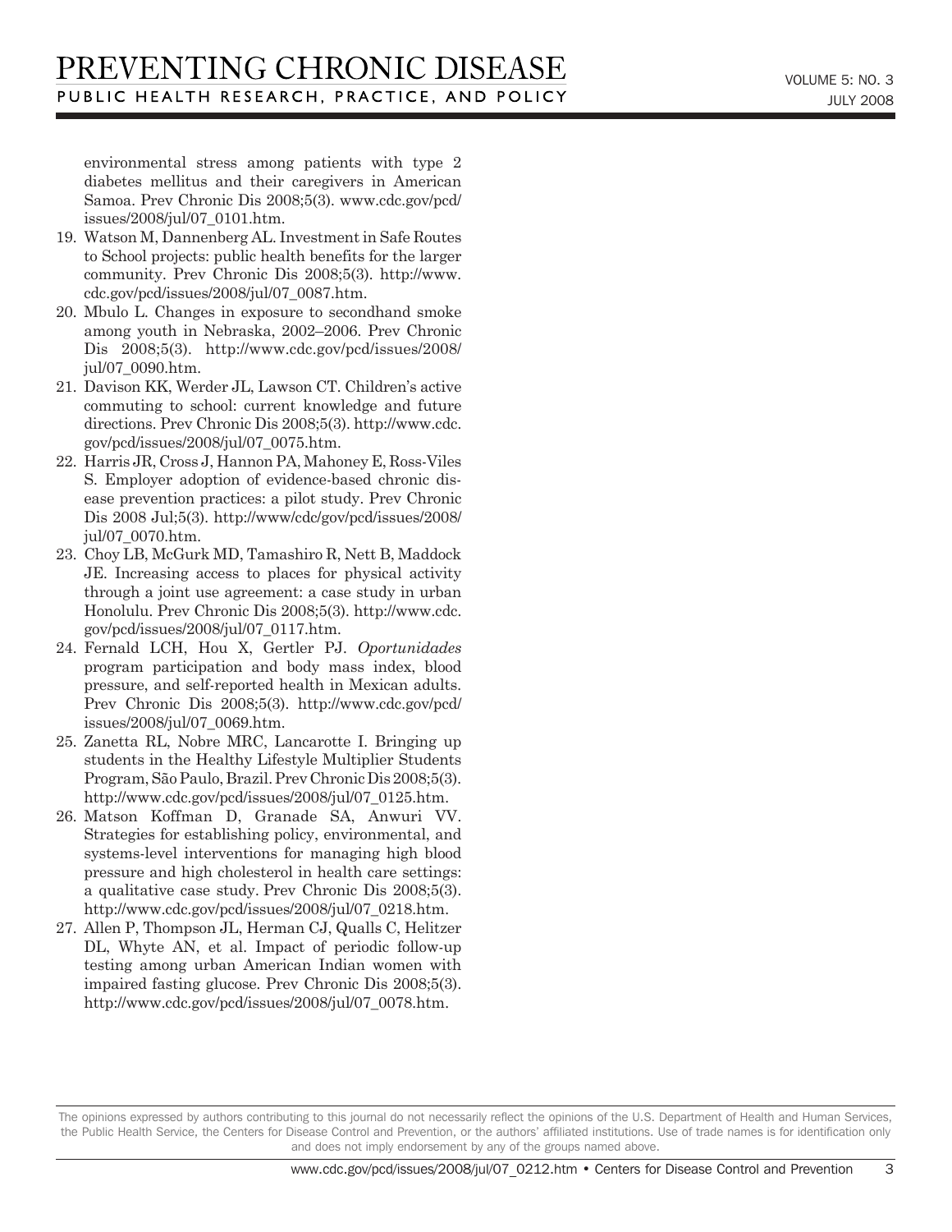environmental stress among patients with type 2 diabetes mellitus and their caregivers in American Samoa. Prev Chronic Dis 2008;5(3). www.cdc.gov/pcd/issues/2008/jul/07_0101.htm.

19. Watson M, Dannenberg AL. Investment in Safe Routes to School projects: public health benefits for the larger community. Prev Chronic Dis 2008;5(3). http://www.cdc.gov/pcd/issues/2008/jul/07_0087.htm.
20. Mbulo L. Changes in exposure to secondhand smoke among youth in Nebraska, 2002–2006. Prev Chronic Dis 2008;5(3). http://www.cdc.gov/pcd/issues/2008/jul/07_0090.htm.
21. Davison KK, Werder JL, Lawson CT. Children's active commuting to school: current knowledge and future directions. Prev Chronic Dis 2008;5(3). http://www.cdc.gov/pcd/issues/2008/jul/07_0075.htm.
22. Harris JR, Cross J, Hannon PA, Mahoney E, Ross-Viles S. Employer adoption of evidence-based chronic disease prevention practices: a pilot study. Prev Chronic Dis 2008 Jul;5(3). http://www/cdc/gov/pcd/issues/2008/jul/07_0070.htm.
23. Choy LB, McGurk MD, Tamashiro R, Nett B, Maddock JE. Increasing access to places for physical activity through a joint use agreement: a case study in urban Honolulu. Prev Chronic Dis 2008;5(3). http://www.cdc.gov/pcd/issues/2008/jul/07_0117.htm.
24. Fernald LCH, Hou X, Gertler PJ. *Oportunidades* program participation and body mass index, blood pressure, and self-reported health in Mexican adults. Prev Chronic Dis 2008;5(3). http://www.cdc.gov/pcd/issues/2008/jul/07_0069.htm.
25. Zanetta RL, Nobre MRC, Lancarotte I. Bringing up students in the Healthy Lifestyle Multiplier Students Program, São Paulo, Brazil. Prev Chronic Dis 2008;5(3). http://www.cdc.gov/pcd/issues/2008/jul/07_0125.htm.
26. Matson Koffman D, Granade SA, Anwuri VV. Strategies for establishing policy, environmental, and systems-level interventions for managing high blood pressure and high cholesterol in health care settings: a qualitative case study. Prev Chronic Dis 2008;5(3). http://www.cdc.gov/pcd/issues/2008/jul/07_0218.htm.
27. Allen P, Thompson JL, Herman CJ, Qualls C, Helitzer DL, Whyte AN, et al. Impact of periodic follow-up testing among urban American Indian women with impaired fasting glucose. Prev Chronic Dis 2008;5(3). http://www.cdc.gov/pcd/issues/2008/jul/07_0078.htm.

The opinions expressed by authors contributing to this journal do not necessarily reflect the opinions of the U.S. Department of Health and Human Services, the Public Health Service, the Centers for Disease Control and Prevention, or the authors' affiliated institutions. Use of trade names is for identification only and does not imply endorsement by any of the groups named above.